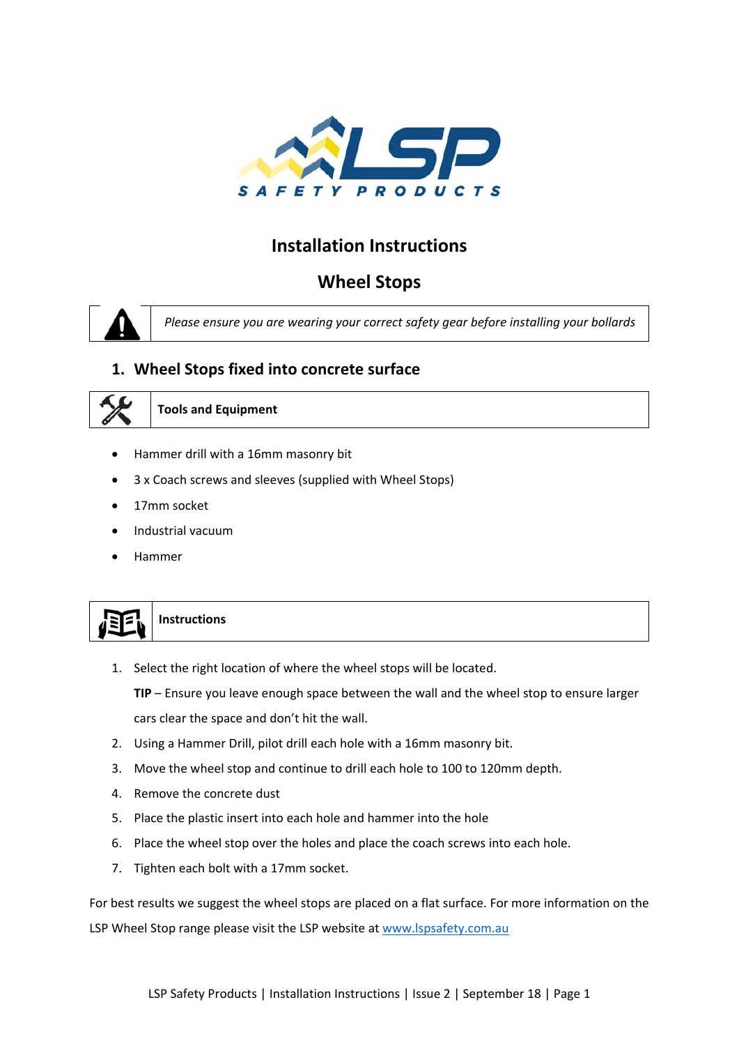LSP SAFETY PRODUCTS

# Installation Instructions

# Wheel Stops

*Please ensure you are wearing your correct safety gear before installing your bollards*

## 1. Wheel Stops fixed into concrete surface

**Tools and Equipment**

- Hammer drill with a 16mm masonry bit
- 3 x Coach screws and sleeves (supplied with Wheel Stops)
- 17mm socket
- Industrial vacuum
- Hammer

**Instructions**

1. Select the right location of where the wheel stops will be located.

   **TIP** – Ensure you leave enough space between the wall and the wheel stop to ensure larger cars clear the space and don't hit the wall.
2. Using a Hammer Drill, pilot drill each hole with a 16mm masonry bit.
3. Move the wheel stop and continue to drill each hole to 100 to 120mm depth.
4. Remove the concrete dust
5. Place the plastic insert into each hole and hammer into the hole
6. Place the wheel stop over the holes and place the coach screws into each hole.
7. Tighten each bolt with a 17mm socket.

For best results we suggest the wheel stops are placed on a flat surface. For more information on the LSP Wheel Stop range please visit the LSP website at [www.lspsafety.com.au](http://www.lspsafety.com.au)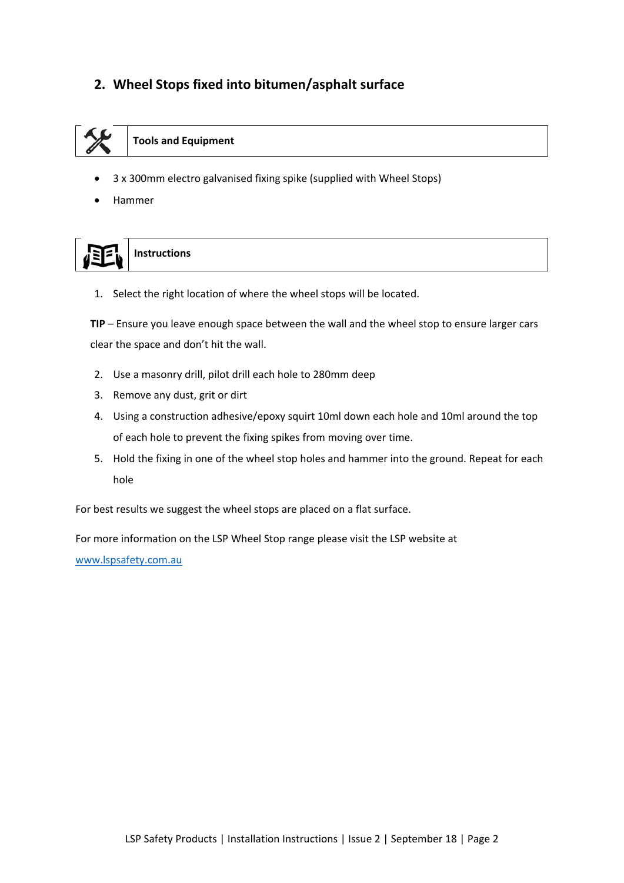## 2. Wheel Stops fixed into bitumen/asphalt surface

**Tools and Equipment**

- 3 x 300mm electro galvanised fixing spike (supplied with Wheel Stops)
- Hammer

**Instructions**

1. Select the right location of where the wheel stops will be located.

**TIP** – Ensure you leave enough space between the wall and the wheel stop to ensure larger cars clear the space and don't hit the wall.

2. Use a masonry drill, pilot drill each hole to 280mm deep
3. Remove any dust, grit or dirt
4. Using a construction adhesive/epoxy squirt 10ml down each hole and 10ml around the top of each hole to prevent the fixing spikes from moving over time.
5. Hold the fixing in one of the wheel stop holes and hammer into the ground. Repeat for each hole

For best results we suggest the wheel stops are placed on a flat surface.

For more information on the LSP Wheel Stop range please visit the LSP website at [www.lspsafety.com.au](http://www.lspsafety.com.au)